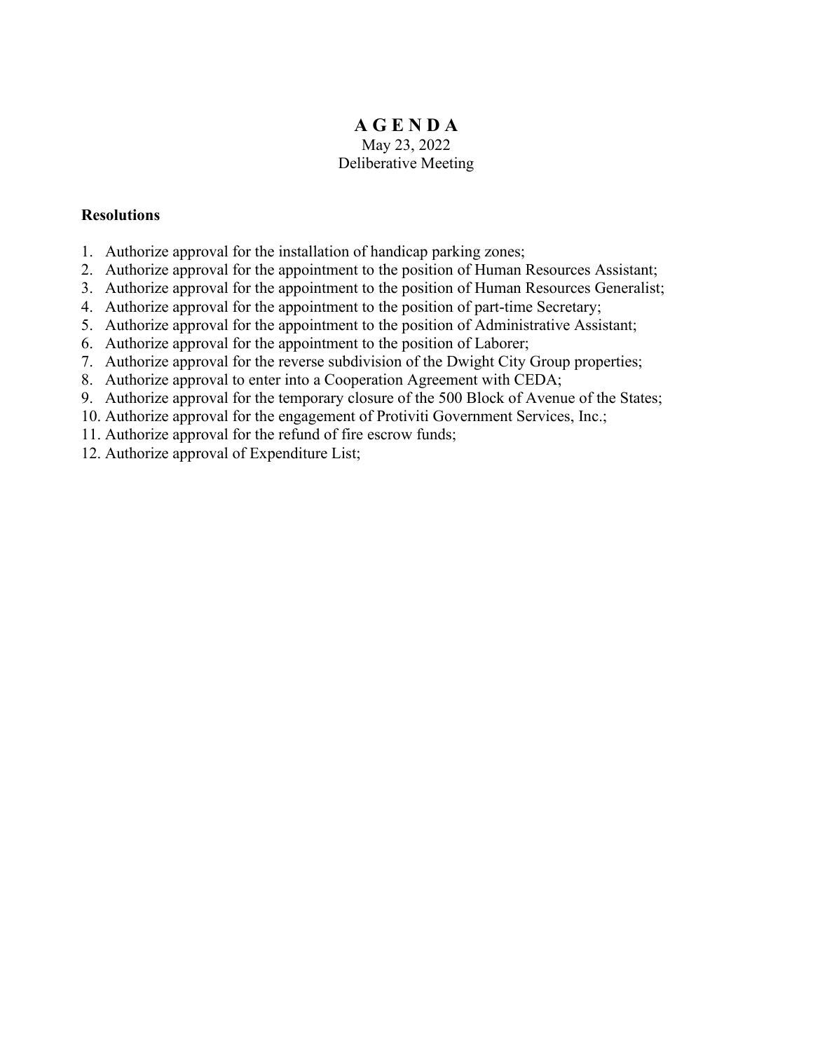# A G E N D A

May 23, 2022

Deliberative Meeting

**Resolutions**

1. Authorize approval for the installation of handicap parking zones;
2. Authorize approval for the appointment to the position of Human Resources Assistant;
3. Authorize approval for the appointment to the position of Human Resources Generalist;
4. Authorize approval for the appointment to the position of part-time Secretary;
5. Authorize approval for the appointment to the position of Administrative Assistant;
6. Authorize approval for the appointment to the position of Laborer;
7. Authorize approval for the reverse subdivision of the Dwight City Group properties;
8. Authorize approval to enter into a Cooperation Agreement with CEDA;
9. Authorize approval for the temporary closure of the 500 Block of Avenue of the States;
10. Authorize approval for the engagement of Protiviti Government Services, Inc.;
11. Authorize approval for the refund of fire escrow funds;
12. Authorize approval of Expenditure List;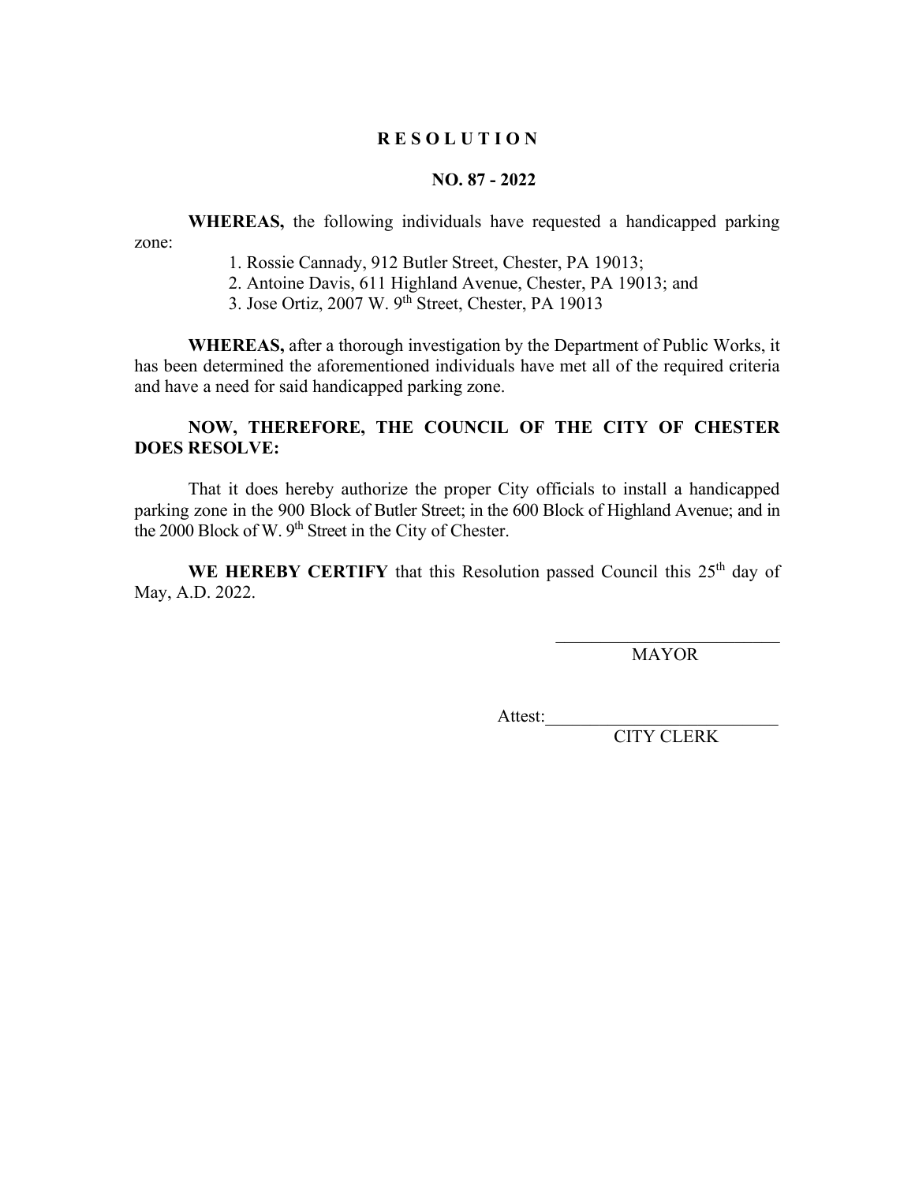# R E S O L U T I O N

## NO. 87 - 2022

**WHEREAS,** the following individuals have requested a handicapped parking zone:

1. Rossie Cannady, 912 Butler Street, Chester, PA 19013;
2. Antoine Davis, 611 Highland Avenue, Chester, PA 19013; and
3. Jose Ortiz, 2007 W. 9th Street, Chester, PA 19013

**WHEREAS,** after a thorough investigation by the Department of Public Works, it has been determined the aforementioned individuals have met all of the required criteria and have a need for said handicapped parking zone.

**NOW, THEREFORE, THE COUNCIL OF THE CITY OF CHESTER DOES RESOLVE:**

That it does hereby authorize the proper City officials to install a handicapped parking zone in the 900 Block of Butler Street; in the 600 Block of Highland Avenue; and in the 2000 Block of W. 9th Street in the City of Chester.

**WE HEREBY CERTIFY** that this Resolution passed Council this 25th day of May, A.D. 2022.

\_\_\_\_\_\_\_\_\_\_\_\_\_\_\_\_\_\_\_\_\_\_\_\_\_\_
MAYOR

Attest:\_\_\_\_\_\_\_\_\_\_\_\_\_\_\_\_\_\_\_\_\_\_\_\_\_\_
CITY CLERK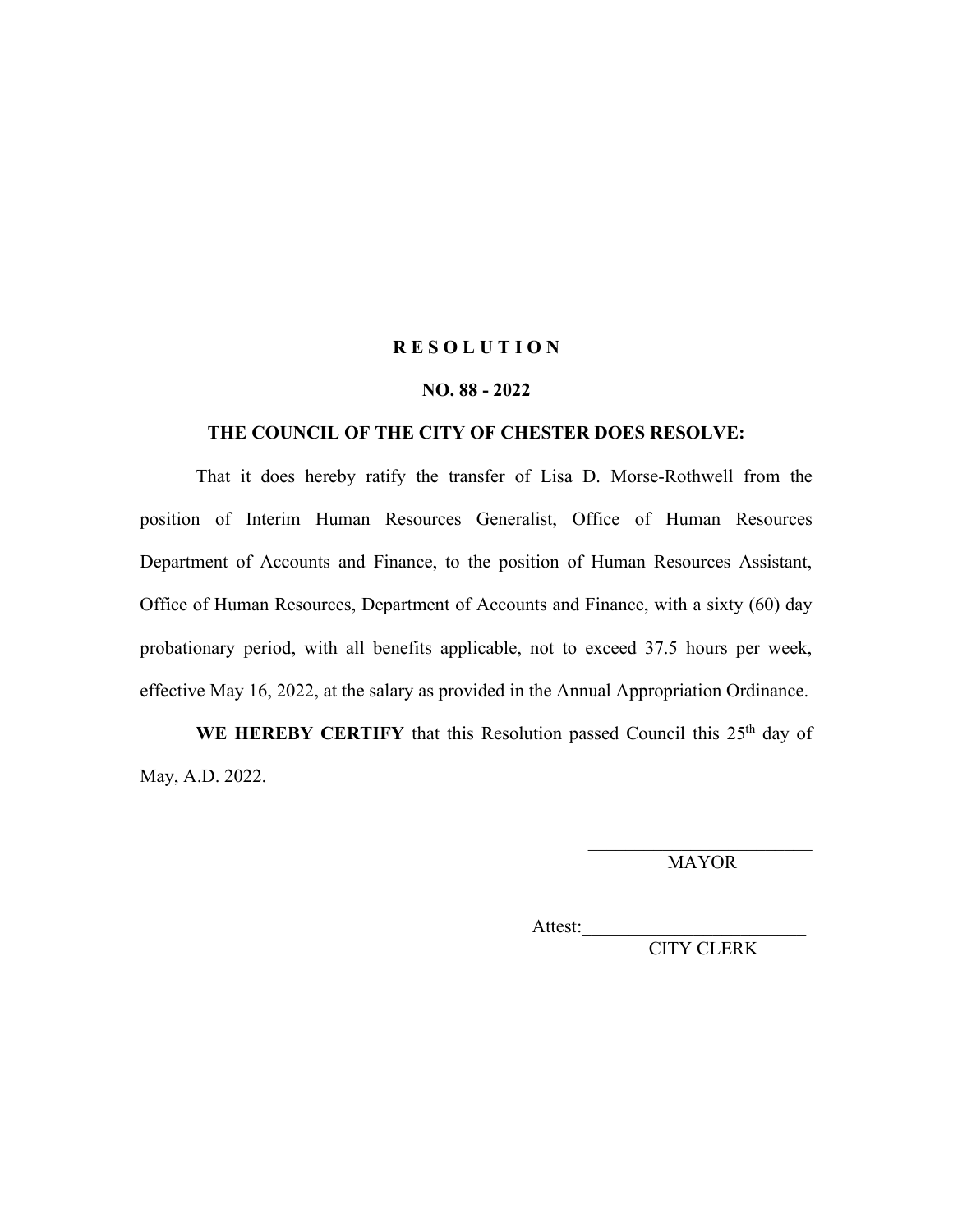**R E S O L U T I O N**

**NO. 88 - 2022**

**THE COUNCIL OF THE CITY OF CHESTER DOES RESOLVE:**

That it does hereby ratify the transfer of Lisa D. Morse-Rothwell from the position of Interim Human Resources Generalist, Office of Human Resources Department of Accounts and Finance, to the position of Human Resources Assistant, Office of Human Resources, Department of Accounts and Finance, with a sixty (60) day probationary period, with all benefits applicable, not to exceed 37.5 hours per week, effective May 16, 2022, at the salary as provided in the Annual Appropriation Ordinance.

**WE HEREBY CERTIFY** that this Resolution passed Council this 25th day of May, A.D. 2022.

\_\_\_\_\_\_\_\_\_\_\_\_\_\_\_\_\_\_\_\_\_\_\_\_\_\_
MAYOR

Attest:\_\_\_\_\_\_\_\_\_\_\_\_\_\_\_\_\_\_\_\_\_\_\_\_\_\_
CITY CLERK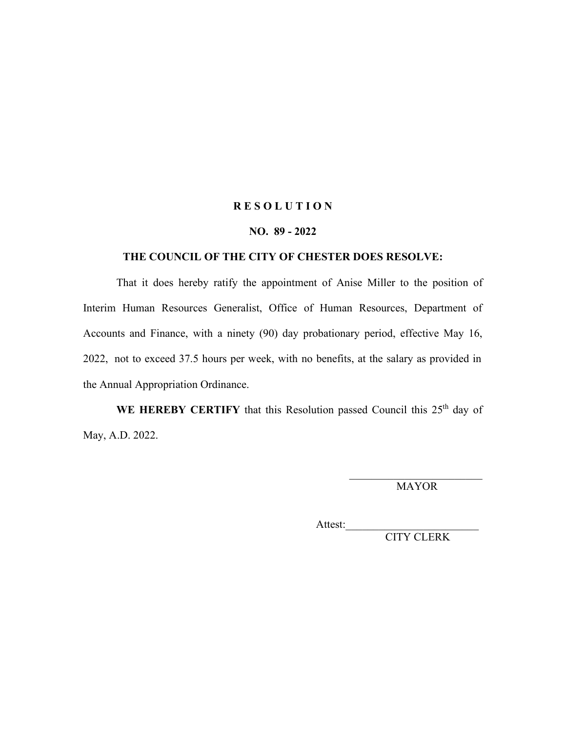# R E S O L U T I O N

## NO. 89 - 2022

### THE COUNCIL OF THE CITY OF CHESTER DOES RESOLVE:

That it does hereby ratify the appointment of Anise Miller to the position of Interim Human Resources Generalist, Office of Human Resources, Department of Accounts and Finance, with a ninety (90) day probationary period, effective May 16, 2022, not to exceed 37.5 hours per week, with no benefits, at the salary as provided in the Annual Appropriation Ordinance.

**WE HEREBY CERTIFY** that this Resolution passed Council this 25th day of May, A.D. 2022.

\_\_\_\_\_\_\_\_\_\_\_\_\_\_\_\_\_\_\_\_\_\_\_\_\_\_
MAYOR

Attest:\_\_\_\_\_\_\_\_\_\_\_\_\_\_\_\_\_\_\_\_\_\_\_\_\_\_
CITY CLERK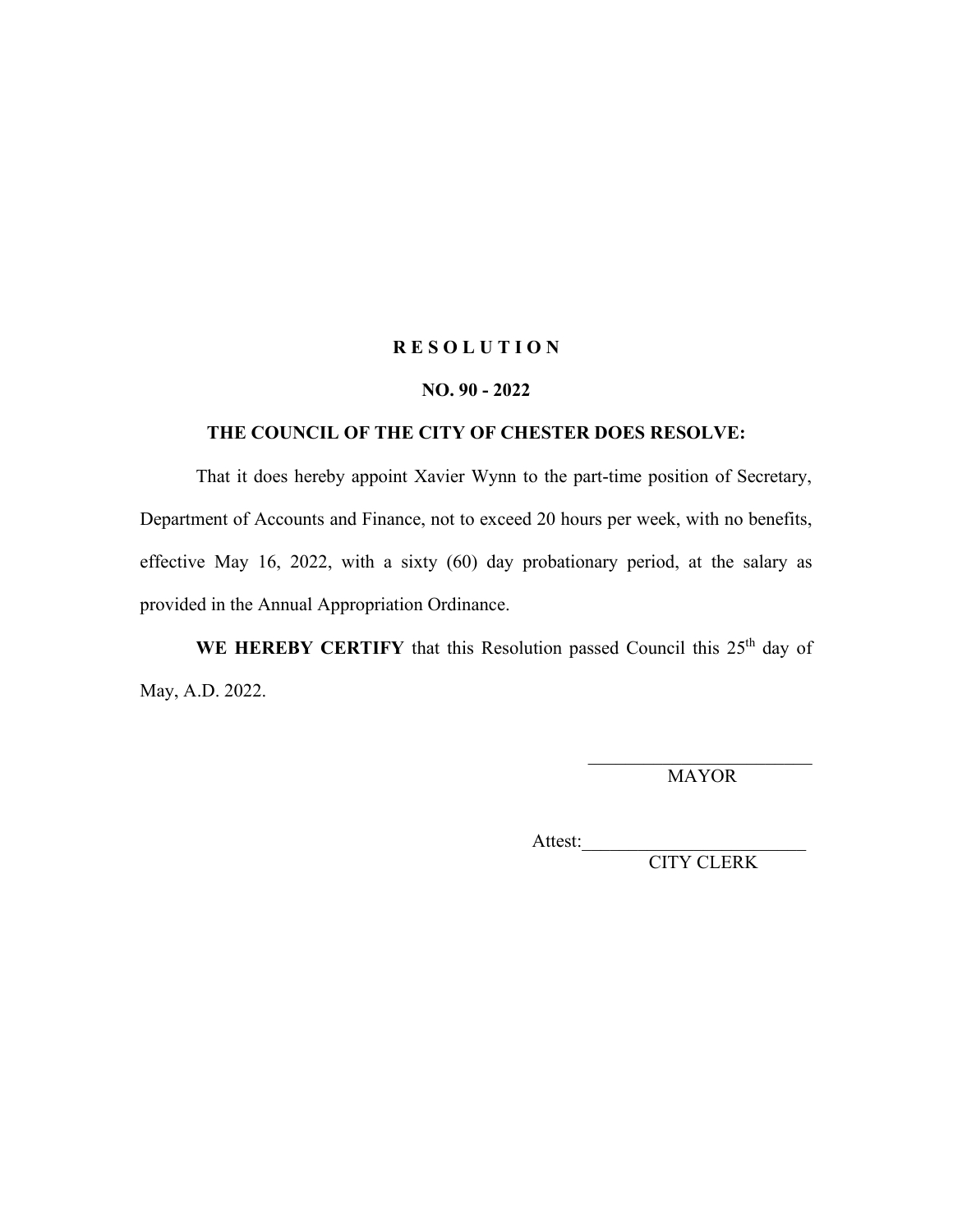# R E S O L U T I O N

## NO. 90 - 2022

### THE COUNCIL OF THE CITY OF CHESTER DOES RESOLVE:

That it does hereby appoint Xavier Wynn to the part-time position of Secretary, Department of Accounts and Finance, not to exceed 20 hours per week, with no benefits, effective May 16, 2022, with a sixty (60) day probationary period, at the salary as provided in the Annual Appropriation Ordinance.

**WE HEREBY CERTIFY** that this Resolution passed Council this 25th day of May, A.D. 2022.

\_\_\_\_\_\_\_\_\_\_\_\_\_\_\_\_\_\_\_\_\_\_\_\_\_
MAYOR

Attest:\_\_\_\_\_\_\_\_\_\_\_\_\_\_\_\_\_\_\_\_\_\_\_\_\_
CITY CLERK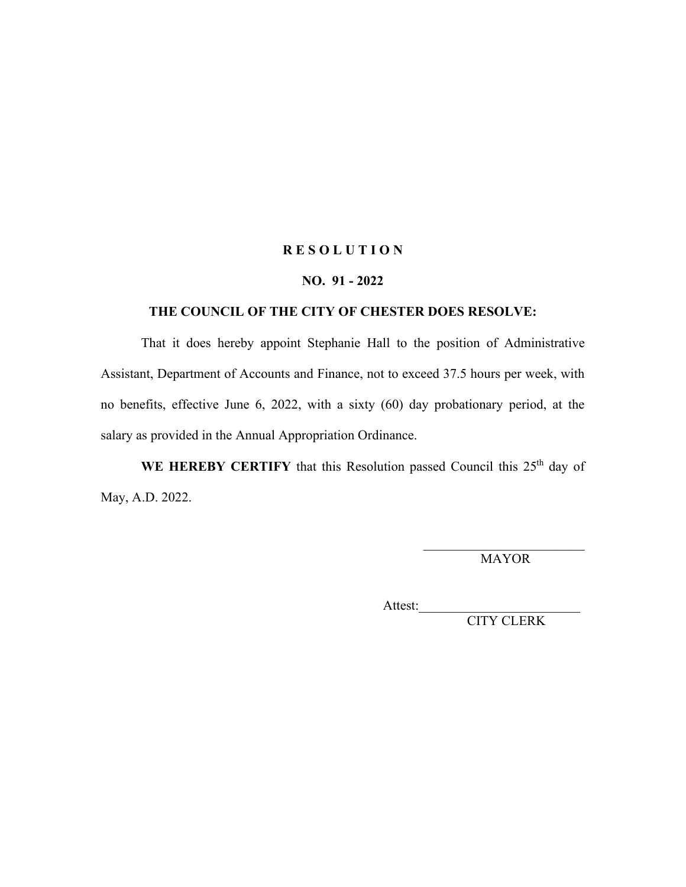# R E S O L U T I O N

## NO. 91 - 2022

### THE COUNCIL OF THE CITY OF CHESTER DOES RESOLVE:

That it does hereby appoint Stephanie Hall to the position of Administrative Assistant, Department of Accounts and Finance, not to exceed 37.5 hours per week, with no benefits, effective June 6, 2022, with a sixty (60) day probationary period, at the salary as provided in the Annual Appropriation Ordinance.

**WE HEREBY CERTIFY** that this Resolution passed Council this 25th day of May, A.D. 2022.

\_\_\_\_\_\_\_\_\_\_\_\_\_\_\_\_\_\_\_\_\_\_\_\_\_
MAYOR

Attest:\_\_\_\_\_\_\_\_\_\_\_\_\_\_\_\_\_\_\_\_\_\_\_\_\_
CITY CLERK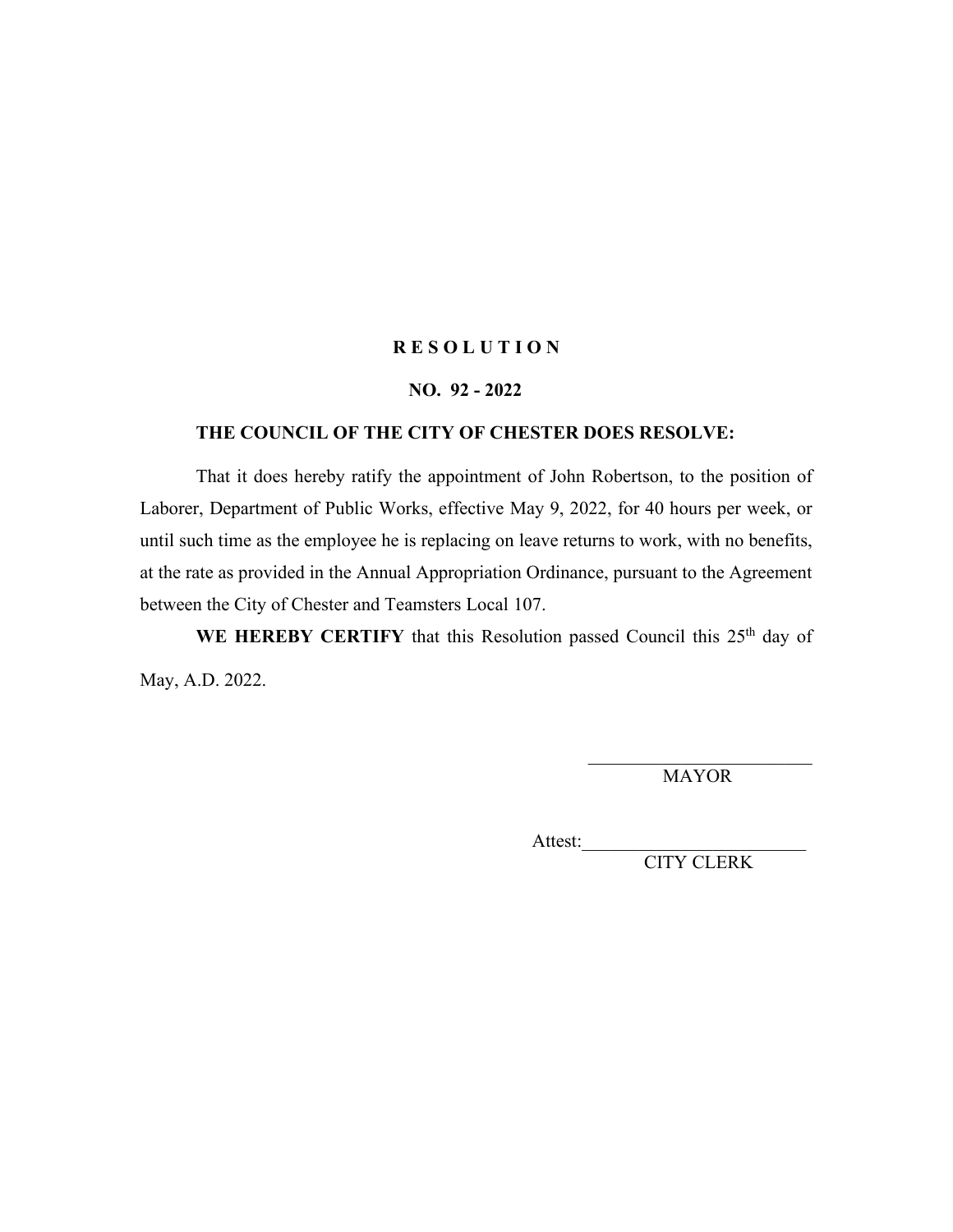# R E S O L U T I O N

## NO. 92 - 2022

**THE COUNCIL OF THE CITY OF CHESTER DOES RESOLVE:**

That it does hereby ratify the appointment of John Robertson, to the position of Laborer, Department of Public Works, effective May 9, 2022, for 40 hours per week, or until such time as the employee he is replacing on leave returns to work, with no benefits, at the rate as provided in the Annual Appropriation Ordinance, pursuant to the Agreement between the City of Chester and Teamsters Local 107.

**WE HEREBY CERTIFY** that this Resolution passed Council this 25th day of May, A.D. 2022.

\_\_\_\_\_\_\_\_\_\_\_\_\_\_\_\_\_\_\_\_\_\_\_\_\_
MAYOR

Attest:\_\_\_\_\_\_\_\_\_\_\_\_\_\_\_\_\_\_\_\_\_\_\_\_\_
CITY CLERK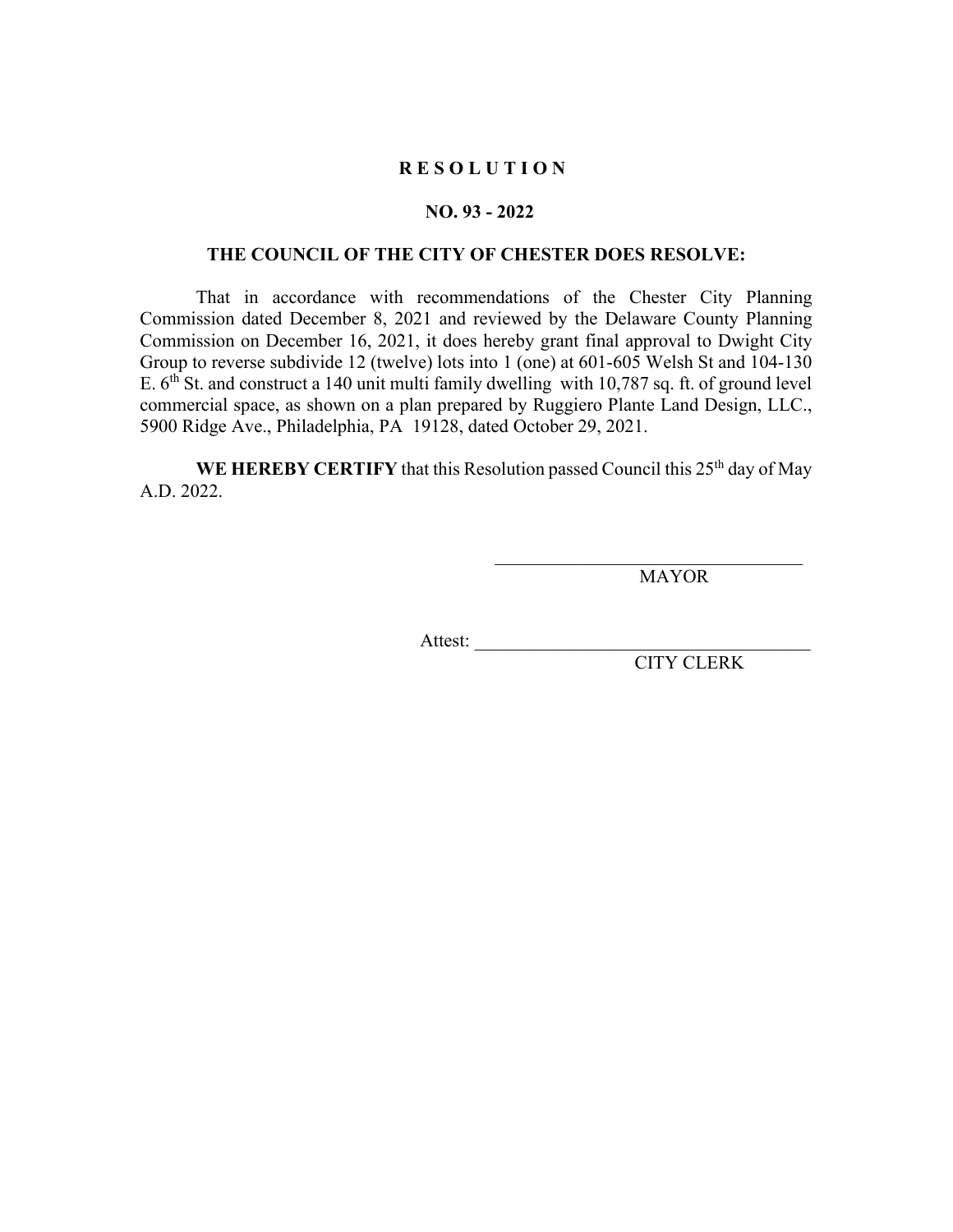# R E S O L U T I O N

## NO. 93 - 2022

### THE COUNCIL OF THE CITY OF CHESTER DOES RESOLVE:

That in accordance with recommendations of the Chester City Planning Commission dated December 8, 2021 and reviewed by the Delaware County Planning Commission on December 16, 2021, it does hereby grant final approval to Dwight City Group to reverse subdivide 12 (twelve) lots into 1 (one) at 601-605 Welsh St and 104-130 E. 6th St. and construct a 140 unit multi family dwelling with 10,787 sq. ft. of ground level commercial space, as shown on a plan prepared by Ruggiero Plante Land Design, LLC., 5900 Ridge Ave., Philadelphia, PA 19128, dated October 29, 2021.

**WE HEREBY CERTIFY** that this Resolution passed Council this 25th day of May A.D. 2022.

\_\_\_\_\_\_\_\_\_\_\_\_\_\_\_\_\_\_\_\_\_\_\_\_\_\_\_\_\_\_\_\_\_\_\_\_
MAYOR

Attest: \_\_\_\_\_\_\_\_\_\_\_\_\_\_\_\_\_\_\_\_\_\_\_\_\_\_\_\_\_\_\_\_\_\_\_\_
CITY CLERK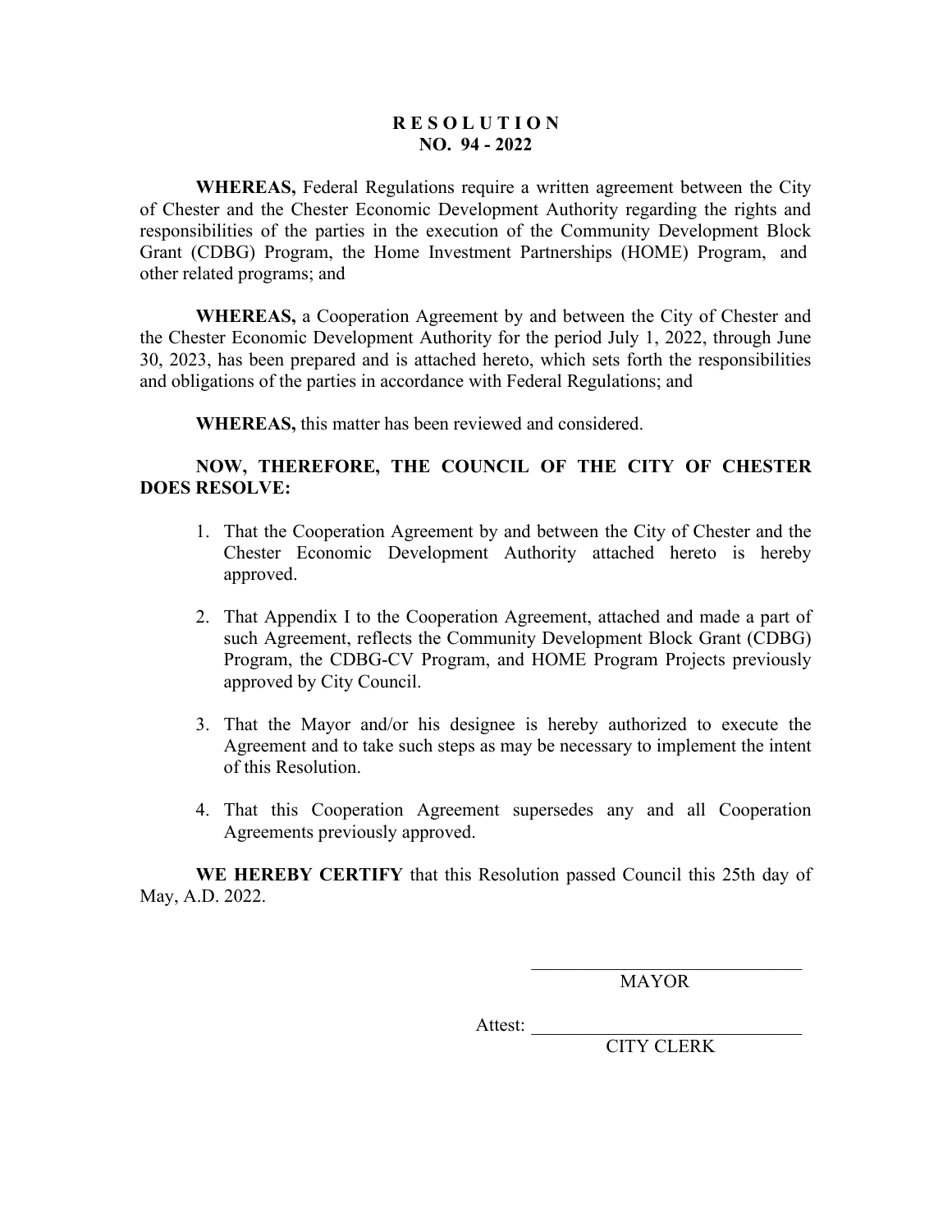# RESOLUTION
## NO. 94 - 2022

**WHEREAS,** Federal Regulations require a written agreement between the City of Chester and the Chester Economic Development Authority regarding the rights and responsibilities of the parties in the execution of the Community Development Block Grant (CDBG) Program, the Home Investment Partnerships (HOME) Program, and other related programs; and

**WHEREAS,** a Cooperation Agreement by and between the City of Chester and the Chester Economic Development Authority for the period July 1, 2022, through June 30, 2023, has been prepared and is attached hereto, which sets forth the responsibilities and obligations of the parties in accordance with Federal Regulations; and

**WHEREAS,** this matter has been reviewed and considered.

**NOW, THEREFORE, THE COUNCIL OF THE CITY OF CHESTER DOES RESOLVE:**

1. That the Cooperation Agreement by and between the City of Chester and the Chester Economic Development Authority attached hereto is hereby approved.

2. That Appendix I to the Cooperation Agreement, attached and made a part of such Agreement, reflects the Community Development Block Grant (CDBG) Program, the CDBG-CV Program, and HOME Program Projects previously approved by City Council.

3. That the Mayor and/or his designee is hereby authorized to execute the Agreement and to take such steps as may be necessary to implement the intent of this Resolution.

4. That this Cooperation Agreement supersedes any and all Cooperation Agreements previously approved.

**WE HEREBY CERTIFY** that this Resolution passed Council this 25th day of May, A.D. 2022.

\_\_\_\_\_\_\_\_\_\_\_\_\_\_\_\_\_\_\_\_\_\_\_\_\_\_\_\_\_\_
MAYOR

Attest: \_\_\_\_\_\_\_\_\_\_\_\_\_\_\_\_\_\_\_\_\_\_\_\_\_\_\_\_\_\_
CITY CLERK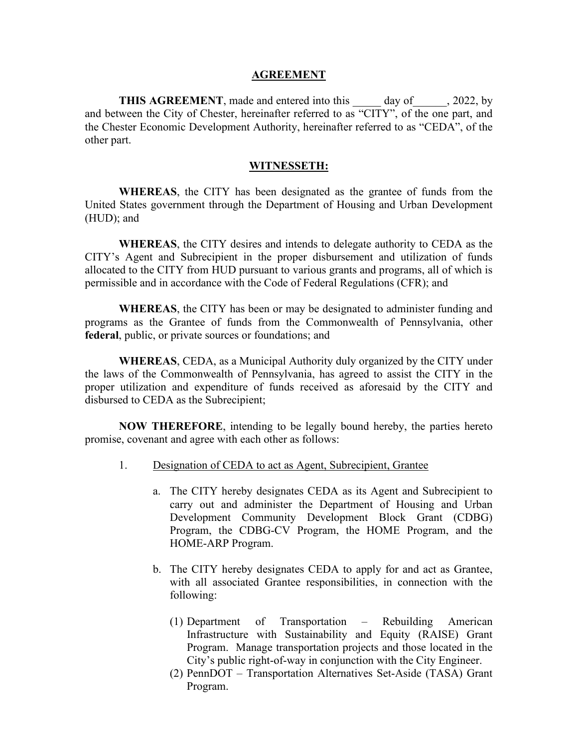# AGREEMENT

**THIS AGREEMENT**, made and entered into this _____ day of______, 2022, by and between the City of Chester, hereinafter referred to as "CITY", of the one part, and the Chester Economic Development Authority, hereinafter referred to as "CEDA", of the other part.

## WITNESSETH:

**WHEREAS**, the CITY has been designated as the grantee of funds from the United States government through the Department of Housing and Urban Development (HUD); and

**WHEREAS**, the CITY desires and intends to delegate authority to CEDA as the CITY's Agent and Subrecipient in the proper disbursement and utilization of funds allocated to the CITY from HUD pursuant to various grants and programs, all of which is permissible and in accordance with the Code of Federal Regulations (CFR); and

**WHEREAS**, the CITY has been or may be designated to administer funding and programs as the Grantee of funds from the Commonwealth of Pennsylvania, other **federal**, public, or private sources or foundations; and

**WHEREAS**, CEDA, as a Municipal Authority duly organized by the CITY under the laws of the Commonwealth of Pennsylvania, has agreed to assist the CITY in the proper utilization and expenditure of funds received as aforesaid by the CITY and disbursed to CEDA as the Subrecipient;

**NOW THEREFORE**, intending to be legally bound hereby, the parties hereto promise, covenant and agree with each other as follows:

1. Designation of CEDA to act as Agent, Subrecipient, Grantee

   a. The CITY hereby designates CEDA as its Agent and Subrecipient to carry out and administer the Department of Housing and Urban Development Community Development Block Grant (CDBG) Program, the CDBG-CV Program, the HOME Program, and the HOME-ARP Program.

   b. The CITY hereby designates CEDA to apply for and act as Grantee, with all associated Grantee responsibilities, in connection with the following:

      (1) Department of Transportation – Rebuilding American Infrastructure with Sustainability and Equity (RAISE) Grant Program. Manage transportation projects and those located in the City's public right-of-way in conjunction with the City Engineer.

      (2) PennDOT – Transportation Alternatives Set-Aside (TASA) Grant Program.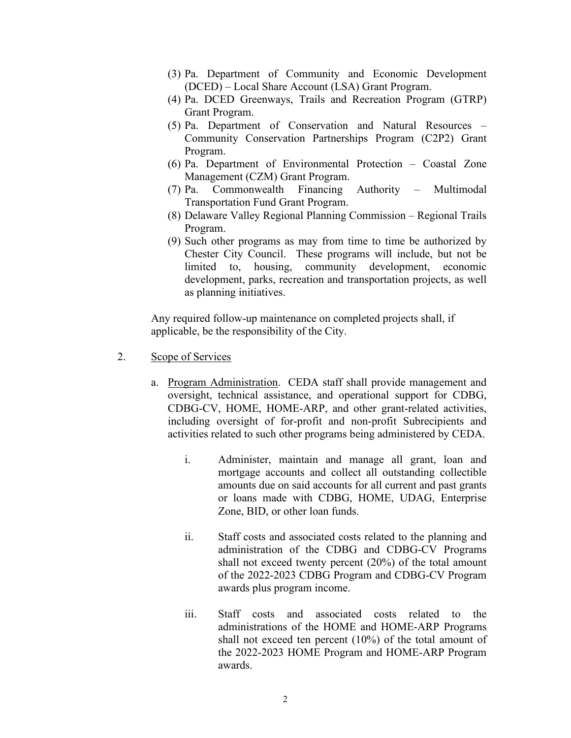(3) Pa. Department of Community and Economic Development (DCED) – Local Share Account (LSA) Grant Program.
(4) Pa. DCED Greenways, Trails and Recreation Program (GTRP) Grant Program.
(5) Pa. Department of Conservation and Natural Resources – Community Conservation Partnerships Program (C2P2) Grant Program.
(6) Pa. Department of Environmental Protection – Coastal Zone Management (CZM) Grant Program.
(7) Pa. Commonwealth Financing Authority – Multimodal Transportation Fund Grant Program.
(8) Delaware Valley Regional Planning Commission – Regional Trails Program.
(9) Such other programs as may from time to time be authorized by Chester City Council. These programs will include, but not be limited to, housing, community development, economic development, parks, recreation and transportation projects, as well as planning initiatives.

Any required follow-up maintenance on completed projects shall, if applicable, be the responsibility of the City.

2. Scope of Services

a. Program Administration. CEDA staff shall provide management and oversight, technical assistance, and operational support for CDBG, CDBG-CV, HOME, HOME-ARP, and other grant-related activities, including oversight of for-profit and non-profit Subrecipients and activities related to such other programs being administered by CEDA.

i. Administer, maintain and manage all grant, loan and mortgage accounts and collect all outstanding collectible amounts due on said accounts for all current and past grants or loans made with CDBG, HOME, UDAG, Enterprise Zone, BID, or other loan funds.

ii. Staff costs and associated costs related to the planning and administration of the CDBG and CDBG-CV Programs shall not exceed twenty percent (20%) of the total amount of the 2022-2023 CDBG Program and CDBG-CV Program awards plus program income.

iii. Staff costs and associated costs related to the administrations of the HOME and HOME-ARP Programs shall not exceed ten percent (10%) of the total amount of the 2022-2023 HOME Program and HOME-ARP Program awards.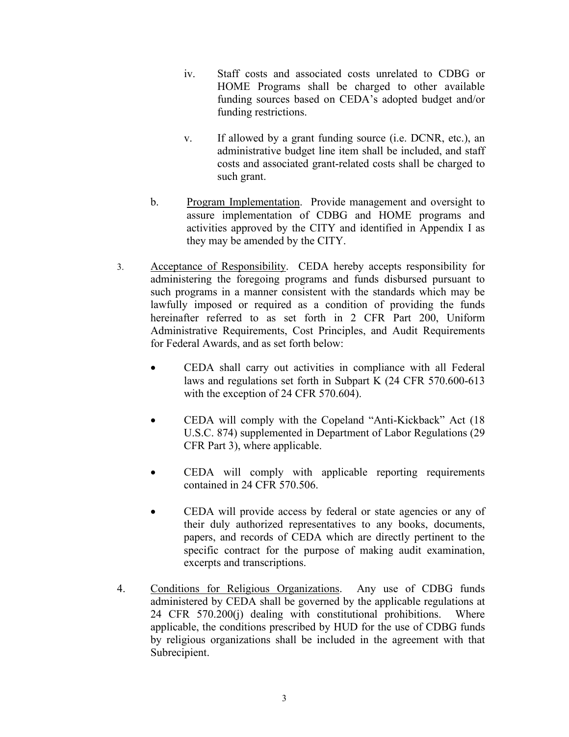iv. Staff costs and associated costs unrelated to CDBG or HOME Programs shall be charged to other available funding sources based on CEDA's adopted budget and/or funding restrictions.

v. If allowed by a grant funding source (i.e. DCNR, etc.), an administrative budget line item shall be included, and staff costs and associated grant-related costs shall be charged to such grant.

b. Program Implementation. Provide management and oversight to assure implementation of CDBG and HOME programs and activities approved by the CITY and identified in Appendix I as they may be amended by the CITY.

3. Acceptance of Responsibility. CEDA hereby accepts responsibility for administering the foregoing programs and funds disbursed pursuant to such programs in a manner consistent with the standards which may be lawfully imposed or required as a condition of providing the funds hereinafter referred to as set forth in 2 CFR Part 200, Uniform Administrative Requirements, Cost Principles, and Audit Requirements for Federal Awards, and as set forth below:

- CEDA shall carry out activities in compliance with all Federal laws and regulations set forth in Subpart K (24 CFR 570.600-613 with the exception of 24 CFR 570.604).

- CEDA will comply with the Copeland "Anti-Kickback" Act (18 U.S.C. 874) supplemented in Department of Labor Regulations (29 CFR Part 3), where applicable.

- CEDA will comply with applicable reporting requirements contained in 24 CFR 570.506.

- CEDA will provide access by federal or state agencies or any of their duly authorized representatives to any books, documents, papers, and records of CEDA which are directly pertinent to the specific contract for the purpose of making audit examination, excerpts and transcriptions.

4. Conditions for Religious Organizations. Any use of CDBG funds administered by CEDA shall be governed by the applicable regulations at 24 CFR 570.200(j) dealing with constitutional prohibitions. Where applicable, the conditions prescribed by HUD for the use of CDBG funds by religious organizations shall be included in the agreement with that Subrecipient.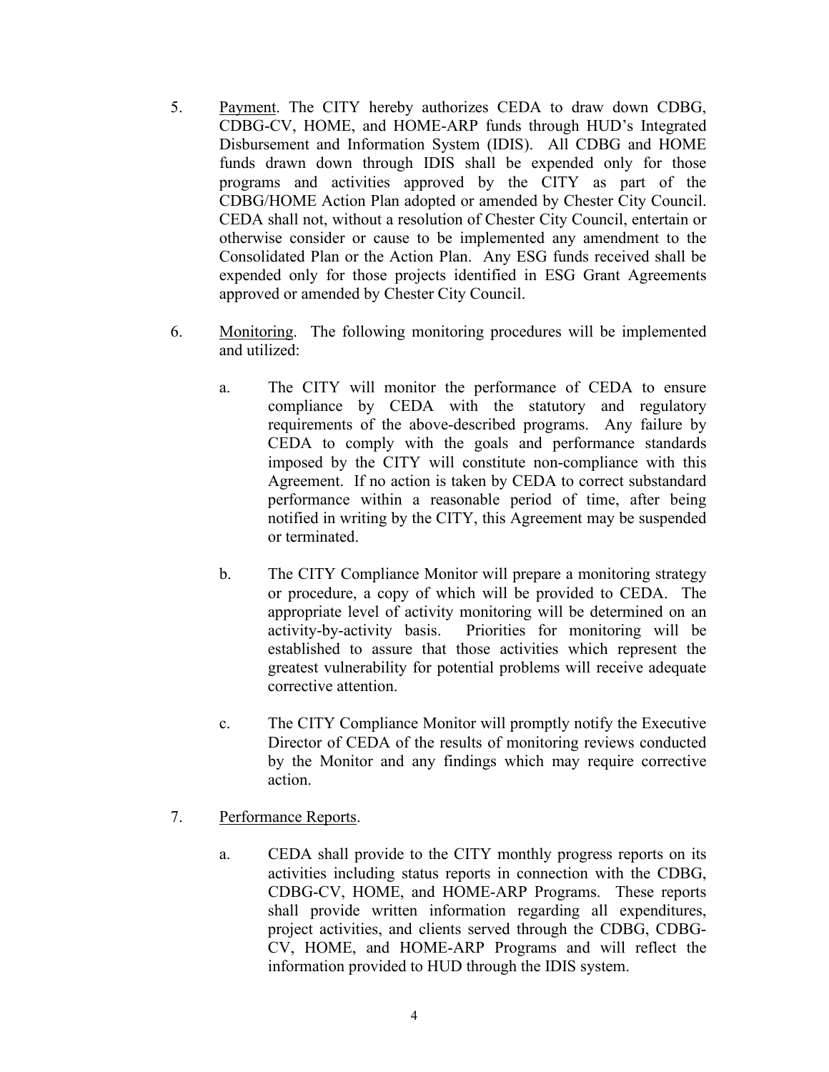5. <u>Payment</u>. The CITY hereby authorizes CEDA to draw down CDBG, CDBG-CV, HOME, and HOME-ARP funds through HUD's Integrated Disbursement and Information System (IDIS). All CDBG and HOME funds drawn down through IDIS shall be expended only for those programs and activities approved by the CITY as part of the CDBG/HOME Action Plan adopted or amended by Chester City Council. CEDA shall not, without a resolution of Chester City Council, entertain or otherwise consider or cause to be implemented any amendment to the Consolidated Plan or the Action Plan. Any ESG funds received shall be expended only for those projects identified in ESG Grant Agreements approved or amended by Chester City Council.

6. <u>Monitoring</u>. The following monitoring procedures will be implemented and utilized:

   a. The CITY will monitor the performance of CEDA to ensure compliance by CEDA with the statutory and regulatory requirements of the above-described programs. Any failure by CEDA to comply with the goals and performance standards imposed by the CITY will constitute non-compliance with this Agreement. If no action is taken by CEDA to correct substandard performance within a reasonable period of time, after being notified in writing by the CITY, this Agreement may be suspended or terminated.

   b. The CITY Compliance Monitor will prepare a monitoring strategy or procedure, a copy of which will be provided to CEDA. The appropriate level of activity monitoring will be determined on an activity-by-activity basis. Priorities for monitoring will be established to assure that those activities which represent the greatest vulnerability for potential problems will receive adequate corrective attention.

   c. The CITY Compliance Monitor will promptly notify the Executive Director of CEDA of the results of monitoring reviews conducted by the Monitor and any findings which may require corrective action.

7. <u>Performance Reports</u>.

   a. CEDA shall provide to the CITY monthly progress reports on its activities including status reports in connection with the CDBG, CDBG-CV, HOME, and HOME-ARP Programs. These reports shall provide written information regarding all expenditures, project activities, and clients served through the CDBG, CDBG-CV, HOME, and HOME-ARP Programs and will reflect the information provided to HUD through the IDIS system.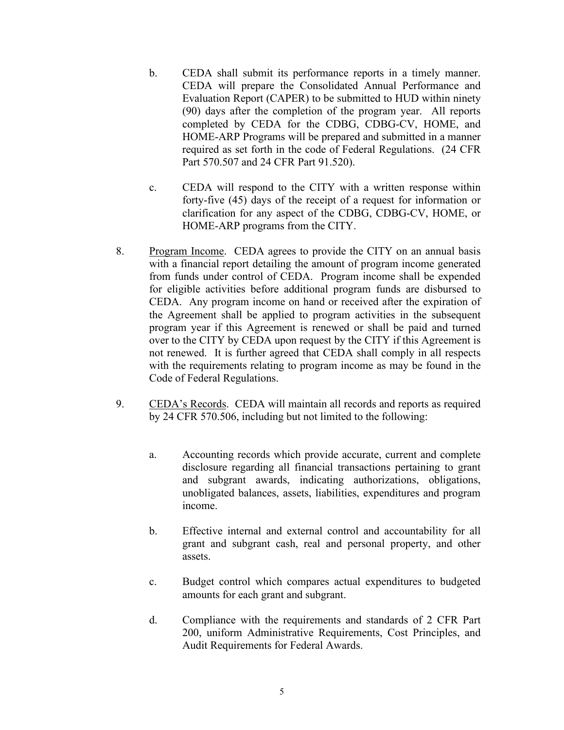b. CEDA shall submit its performance reports in a timely manner. CEDA will prepare the Consolidated Annual Performance and Evaluation Report (CAPER) to be submitted to HUD within ninety (90) days after the completion of the program year. All reports completed by CEDA for the CDBG, CDBG-CV, HOME, and HOME-ARP Programs will be prepared and submitted in a manner required as set forth in the code of Federal Regulations. (24 CFR Part 570.507 and 24 CFR Part 91.520).

c. CEDA will respond to the CITY with a written response within forty-five (45) days of the receipt of a request for information or clarification for any aspect of the CDBG, CDBG-CV, HOME, or HOME-ARP programs from the CITY.

8. Program Income. CEDA agrees to provide the CITY on an annual basis with a financial report detailing the amount of program income generated from funds under control of CEDA. Program income shall be expended for eligible activities before additional program funds are disbursed to CEDA. Any program income on hand or received after the expiration of the Agreement shall be applied to program activities in the subsequent program year if this Agreement is renewed or shall be paid and turned over to the CITY by CEDA upon request by the CITY if this Agreement is not renewed. It is further agreed that CEDA shall comply in all respects with the requirements relating to program income as may be found in the Code of Federal Regulations.

9. CEDA's Records. CEDA will maintain all records and reports as required by 24 CFR 570.506, including but not limited to the following:

a. Accounting records which provide accurate, current and complete disclosure regarding all financial transactions pertaining to grant and subgrant awards, indicating authorizations, obligations, unobligated balances, assets, liabilities, expenditures and program income.

b. Effective internal and external control and accountability for all grant and subgrant cash, real and personal property, and other assets.

c. Budget control which compares actual expenditures to budgeted amounts for each grant and subgrant.

d. Compliance with the requirements and standards of 2 CFR Part 200, uniform Administrative Requirements, Cost Principles, and Audit Requirements for Federal Awards.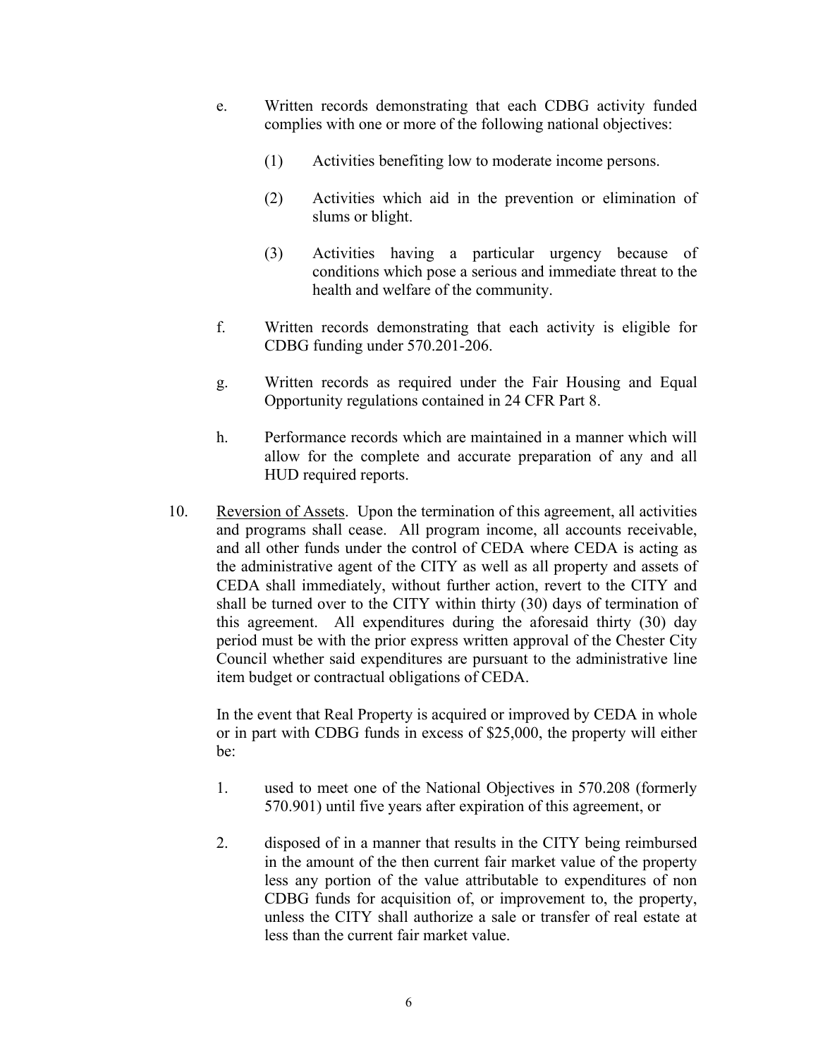e. Written records demonstrating that each CDBG activity funded complies with one or more of the following national objectives:

   (1) Activities benefiting low to moderate income persons.

   (2) Activities which aid in the prevention or elimination of slums or blight.

   (3) Activities having a particular urgency because of conditions which pose a serious and immediate threat to the health and welfare of the community.

f. Written records demonstrating that each activity is eligible for CDBG funding under 570.201-206.

g. Written records as required under the Fair Housing and Equal Opportunity regulations contained in 24 CFR Part 8.

h. Performance records which are maintained in a manner which will allow for the complete and accurate preparation of any and all HUD required reports.

10. <u>Reversion of Assets</u>. Upon the termination of this agreement, all activities and programs shall cease. All program income, all accounts receivable, and all other funds under the control of CEDA where CEDA is acting as the administrative agent of the CITY as well as all property and assets of CEDA shall immediately, without further action, revert to the CITY and shall be turned over to the CITY within thirty (30) days of termination of this agreement. All expenditures during the aforesaid thirty (30) day period must be with the prior express written approval of the Chester City Council whether said expenditures are pursuant to the administrative line item budget or contractual obligations of CEDA.

    In the event that Real Property is acquired or improved by CEDA in whole or in part with CDBG funds in excess of $25,000, the property will either be:

    1. used to meet one of the National Objectives in 570.208 (formerly 570.901) until five years after expiration of this agreement, or

    2. disposed of in a manner that results in the CITY being reimbursed in the amount of the then current fair market value of the property less any portion of the value attributable to expenditures of non CDBG funds for acquisition of, or improvement to, the property, unless the CITY shall authorize a sale or transfer of real estate at less than the current fair market value.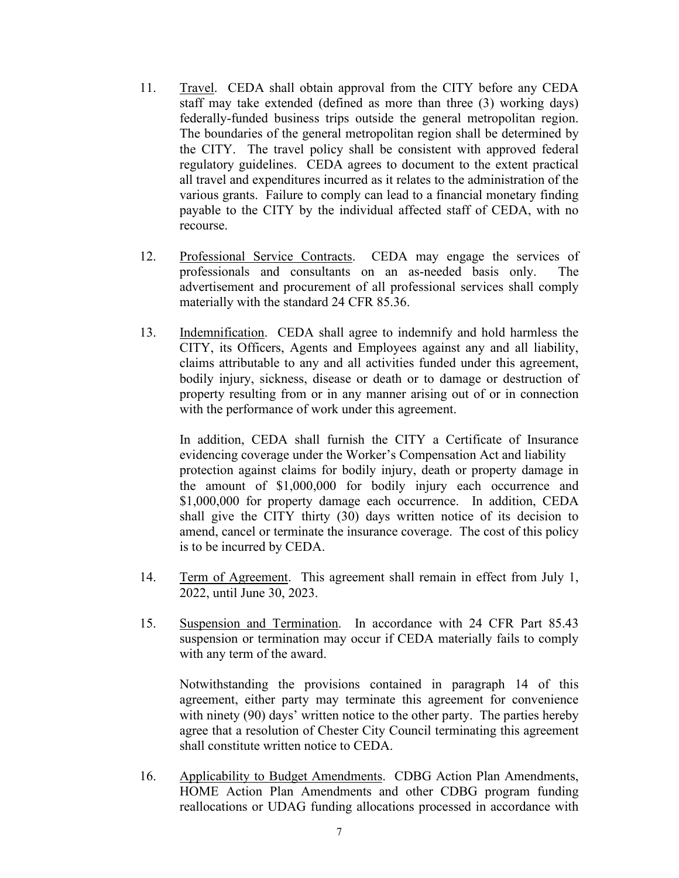11. Travel. CEDA shall obtain approval from the CITY before any CEDA staff may take extended (defined as more than three (3) working days) federally-funded business trips outside the general metropolitan region. The boundaries of the general metropolitan region shall be determined by the CITY. The travel policy shall be consistent with approved federal regulatory guidelines. CEDA agrees to document to the extent practical all travel and expenditures incurred as it relates to the administration of the various grants. Failure to comply can lead to a financial monetary finding payable to the CITY by the individual affected staff of CEDA, with no recourse.

12. Professional Service Contracts. CEDA may engage the services of professionals and consultants on an as-needed basis only. The advertisement and procurement of all professional services shall comply materially with the standard 24 CFR 85.36.

13. Indemnification. CEDA shall agree to indemnify and hold harmless the CITY, its Officers, Agents and Employees against any and all liability, claims attributable to any and all activities funded under this agreement, bodily injury, sickness, disease or death or to damage or destruction of property resulting from or in any manner arising out of or in connection with the performance of work under this agreement.

    In addition, CEDA shall furnish the CITY a Certificate of Insurance evidencing coverage under the Worker's Compensation Act and liability protection against claims for bodily injury, death or property damage in the amount of $1,000,000 for bodily injury each occurrence and $1,000,000 for property damage each occurrence. In addition, CEDA shall give the CITY thirty (30) days written notice of its decision to amend, cancel or terminate the insurance coverage. The cost of this policy is to be incurred by CEDA.

14. Term of Agreement. This agreement shall remain in effect from July 1, 2022, until June 30, 2023.

15. Suspension and Termination. In accordance with 24 CFR Part 85.43 suspension or termination may occur if CEDA materially fails to comply with any term of the award.

    Notwithstanding the provisions contained in paragraph 14 of this agreement, either party may terminate this agreement for convenience with ninety (90) days' written notice to the other party. The parties hereby agree that a resolution of Chester City Council terminating this agreement shall constitute written notice to CEDA.

16. Applicability to Budget Amendments. CDBG Action Plan Amendments, HOME Action Plan Amendments and other CDBG program funding reallocations or UDAG funding allocations processed in accordance with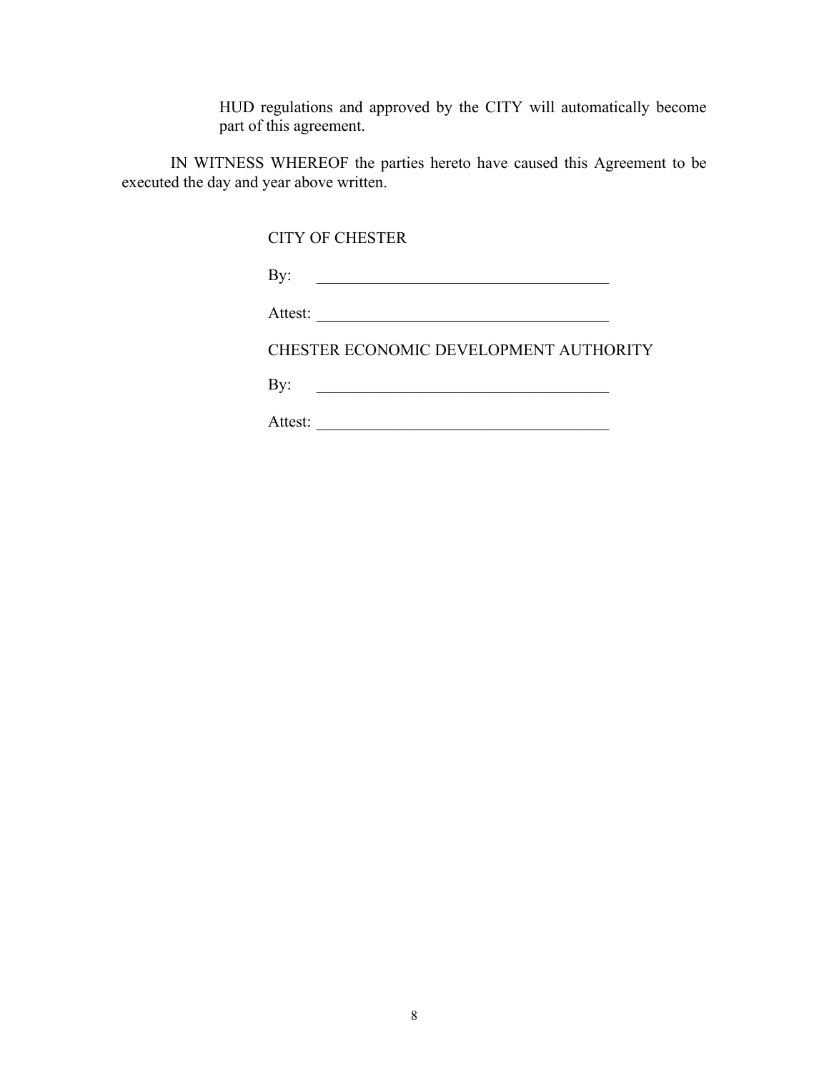HUD regulations and approved by the CITY will automatically become part of this agreement.

IN WITNESS WHEREOF the parties hereto have caused this Agreement to be executed the day and year above written.

CITY OF CHESTER

By: \_\_\_\_\_\_\_\_\_\_\_\_\_\_\_\_\_\_\_\_\_\_\_\_\_\_\_\_\_\_\_\_\_\_\_\_\_

Attest: \_\_\_\_\_\_\_\_\_\_\_\_\_\_\_\_\_\_\_\_\_\_\_\_\_\_\_\_\_\_\_\_\_\_\_\_\_

CHESTER ECONOMIC DEVELOPMENT AUTHORITY

By: \_\_\_\_\_\_\_\_\_\_\_\_\_\_\_\_\_\_\_\_\_\_\_\_\_\_\_\_\_\_\_\_\_\_\_\_\_

Attest: \_\_\_\_\_\_\_\_\_\_\_\_\_\_\_\_\_\_\_\_\_\_\_\_\_\_\_\_\_\_\_\_\_\_\_\_\_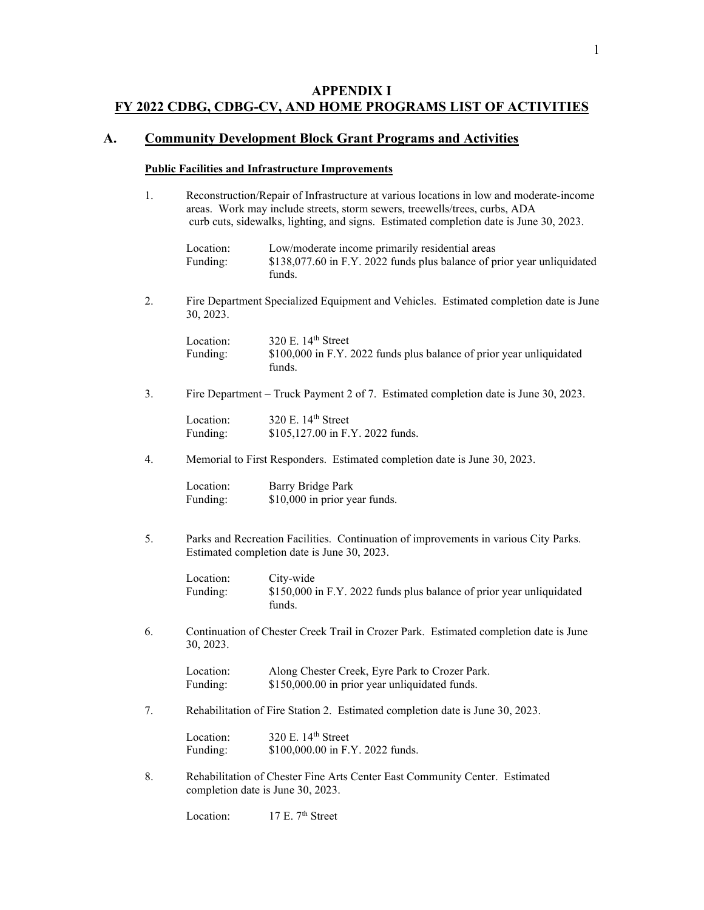## APPENDIX I
## FY 2022 CDBG, CDBG-CV, AND HOME PROGRAMS LIST OF ACTIVITIES

## A. Community Development Block Grant Programs and Activities

### Public Facilities and Infrastructure Improvements

1. Reconstruction/Repair of Infrastructure at various locations in low and moderate-income areas. Work may include streets, storm sewers, treewells/trees, curbs, ADA curb cuts, sidewalks, lighting, and signs. Estimated completion date is June 30, 2023.

   Location: Low/moderate income primarily residential areas
   Funding: $138,077.60 in F.Y. 2022 funds plus balance of prior year unliquidated funds.

2. Fire Department Specialized Equipment and Vehicles. Estimated completion date is June 30, 2023.

   Location: 320 E. 14th Street
   Funding: $100,000 in F.Y. 2022 funds plus balance of prior year unliquidated funds.

3. Fire Department – Truck Payment 2 of 7. Estimated completion date is June 30, 2023.

   Location: 320 E. 14th Street
   Funding: $105,127.00 in F.Y. 2022 funds.

4. Memorial to First Responders. Estimated completion date is June 30, 2023.

   Location: Barry Bridge Park
   Funding: $10,000 in prior year funds.

5. Parks and Recreation Facilities. Continuation of improvements in various City Parks. Estimated completion date is June 30, 2023.

   Location: City-wide
   Funding: $150,000 in F.Y. 2022 funds plus balance of prior year unliquidated funds.

6. Continuation of Chester Creek Trail in Crozer Park. Estimated completion date is June 30, 2023.

   Location: Along Chester Creek, Eyre Park to Crozer Park.
   Funding: $150,000.00 in prior year unliquidated funds.

7. Rehabilitation of Fire Station 2. Estimated completion date is June 30, 2023.

   Location: 320 E. 14th Street
   Funding: $100,000.00 in F.Y. 2022 funds.

8. Rehabilitation of Chester Fine Arts Center East Community Center. Estimated completion date is June 30, 2023.

   Location: 17 E. 7th Street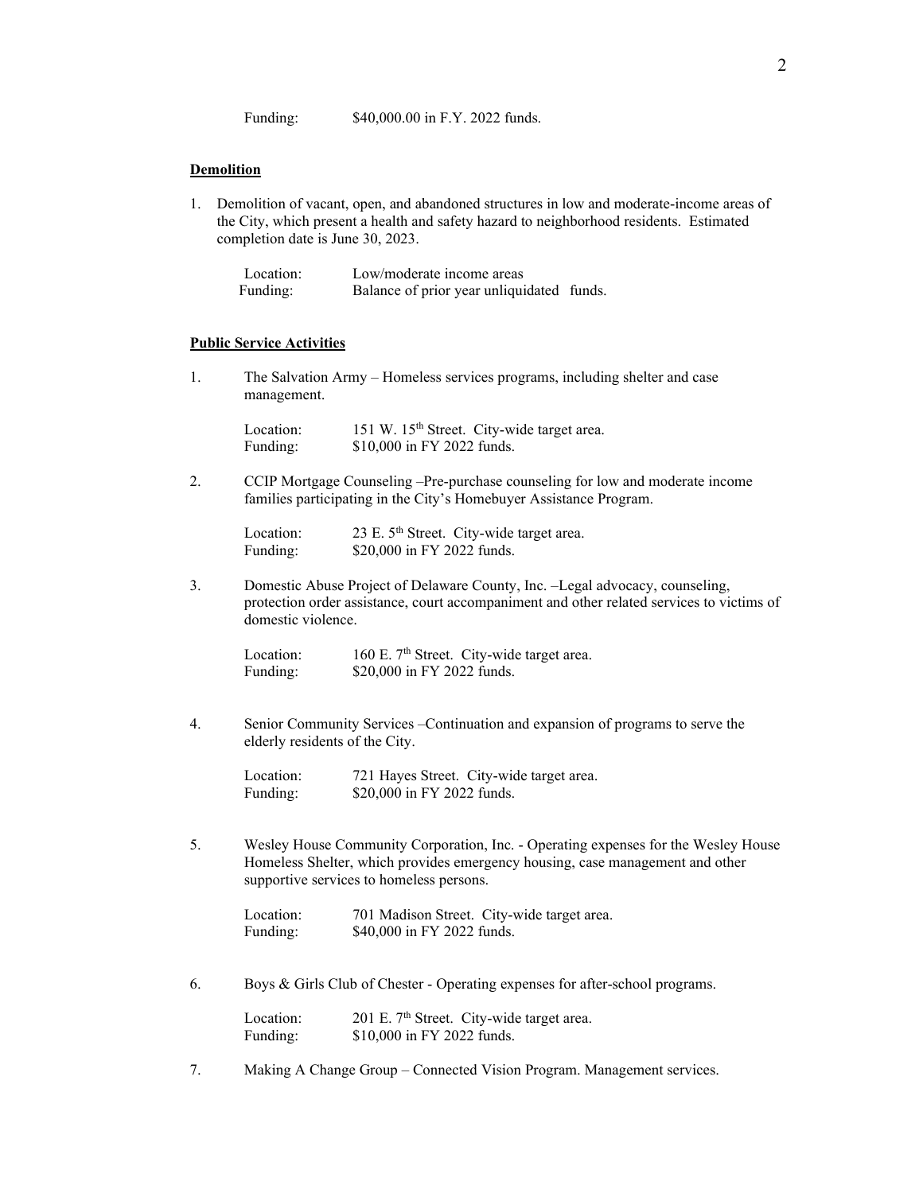Funding: $40,000.00 in F.Y. 2022 funds.

**Demolition**

1. Demolition of vacant, open, and abandoned structures in low and moderate-income areas of the City, which present a health and safety hazard to neighborhood residents. Estimated completion date is June 30, 2023.

   Location: Low/moderate income areas
   Funding: Balance of prior year unliquidated funds.

**Public Service Activities**

1. The Salvation Army – Homeless services programs, including shelter and case management.

   Location: 151 W. 15th Street. City-wide target area.
   Funding: $10,000 in FY 2022 funds.

2. CCIP Mortgage Counseling –Pre-purchase counseling for low and moderate income families participating in the City's Homebuyer Assistance Program.

   Location: 23 E. 5th Street. City-wide target area.
   Funding: $20,000 in FY 2022 funds.

3. Domestic Abuse Project of Delaware County, Inc. –Legal advocacy, counseling, protection order assistance, court accompaniment and other related services to victims of domestic violence.

   Location: 160 E. 7th Street. City-wide target area.
   Funding: $20,000 in FY 2022 funds.

4. Senior Community Services –Continuation and expansion of programs to serve the elderly residents of the City.

   Location: 721 Hayes Street. City-wide target area.
   Funding: $20,000 in FY 2022 funds.

5. Wesley House Community Corporation, Inc. - Operating expenses for the Wesley House Homeless Shelter, which provides emergency housing, case management and other supportive services to homeless persons.

   Location: 701 Madison Street. City-wide target area.
   Funding: $40,000 in FY 2022 funds.

6. Boys & Girls Club of Chester - Operating expenses for after-school programs.

   Location: 201 E. 7th Street. City-wide target area.
   Funding: $10,000 in FY 2022 funds.

7. Making A Change Group – Connected Vision Program. Management services.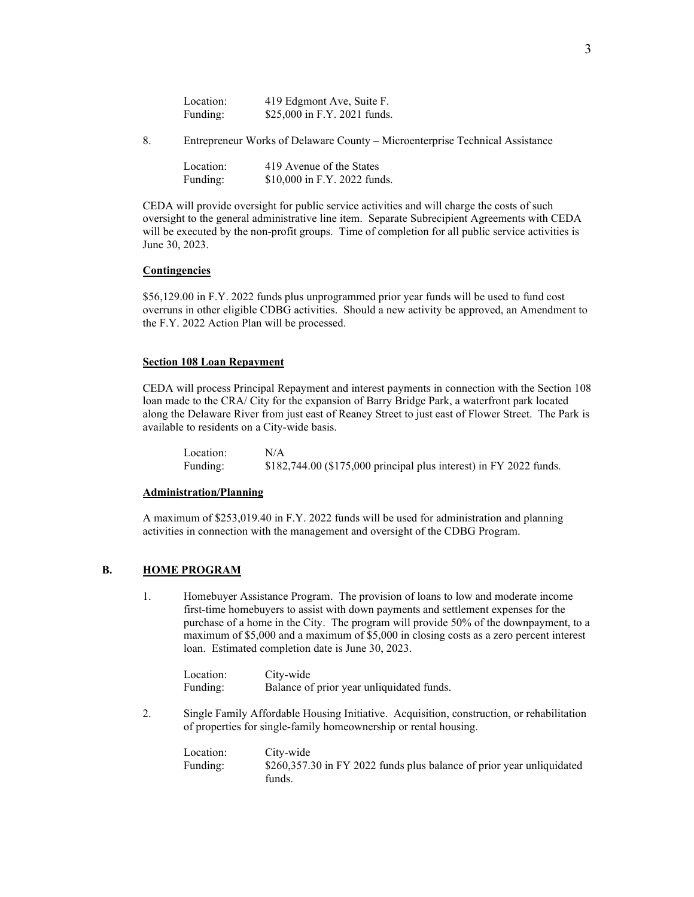Location: 419 Edgmont Ave, Suite F.
Funding: $25,000 in F.Y. 2021 funds.

8. Entrepreneur Works of Delaware County – Microenterprise Technical Assistance

Location: 419 Avenue of the States
Funding: $10,000 in F.Y. 2022 funds.

CEDA will provide oversight for public service activities and will charge the costs of such oversight to the general administrative line item. Separate Subrecipient Agreements with CEDA will be executed by the non-profit groups. Time of completion for all public service activities is June 30, 2023.

**Contingencies**

$56,129.00 in F.Y. 2022 funds plus unprogrammed prior year funds will be used to fund cost overruns in other eligible CDBG activities. Should a new activity be approved, an Amendment to the F.Y. 2022 Action Plan will be processed.

**Section 108 Loan Repayment**

CEDA will process Principal Repayment and interest payments in connection with the Section 108 loan made to the CRA/ City for the expansion of Barry Bridge Park, a waterfront park located along the Delaware River from just east of Reaney Street to just east of Flower Street. The Park is available to residents on a City-wide basis.

Location: N/A
Funding: $182,744.00 ($175,000 principal plus interest) in FY 2022 funds.

**Administration/Planning**

A maximum of $253,019.40 in F.Y. 2022 funds will be used for administration and planning activities in connection with the management and oversight of the CDBG Program.

## B. HOME PROGRAM

1. Homebuyer Assistance Program. The provision of loans to low and moderate income first-time homebuyers to assist with down payments and settlement expenses for the purchase of a home in the City. The program will provide 50% of the downpayment, to a maximum of $5,000 and a maximum of $5,000 in closing costs as a zero percent interest loan. Estimated completion date is June 30, 2023.

   Location: City-wide
   Funding: Balance of prior year unliquidated funds.

2. Single Family Affordable Housing Initiative. Acquisition, construction, or rehabilitation of properties for single-family homeownership or rental housing.

   Location: City-wide
   Funding: $260,357.30 in FY 2022 funds plus balance of prior year unliquidated funds.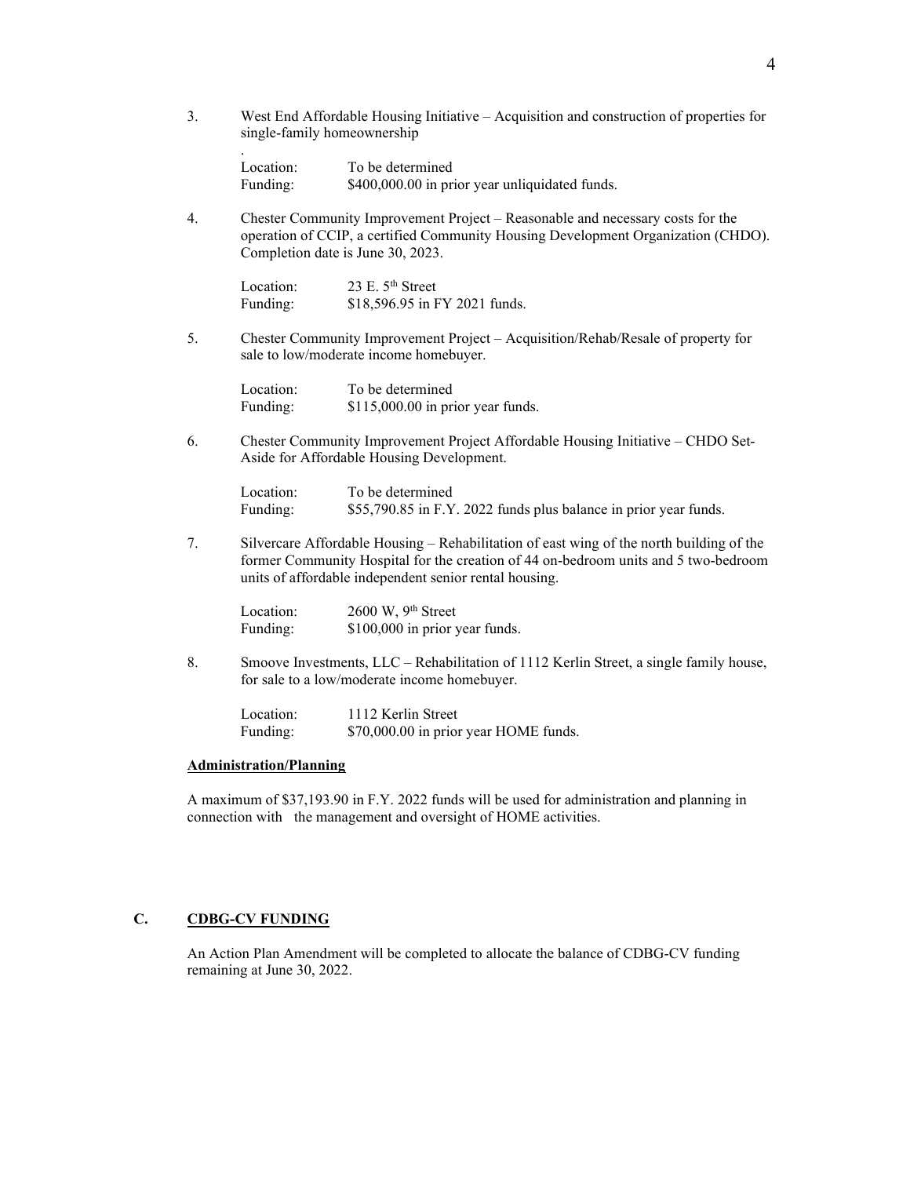3. West End Affordable Housing Initiative – Acquisition and construction of properties for single-family homeownership

.

Location: To be determined
Funding: $400,000.00 in prior year unliquidated funds.

4. Chester Community Improvement Project – Reasonable and necessary costs for the operation of CCIP, a certified Community Housing Development Organization (CHDO). Completion date is June 30, 2023.

Location: 23 E. 5th Street
Funding: $18,596.95 in FY 2021 funds.

5. Chester Community Improvement Project – Acquisition/Rehab/Resale of property for sale to low/moderate income homebuyer.

Location: To be determined
Funding: $115,000.00 in prior year funds.

6. Chester Community Improvement Project Affordable Housing Initiative – CHDO Set-Aside for Affordable Housing Development.

Location: To be determined
Funding: $55,790.85 in F.Y. 2022 funds plus balance in prior year funds.

7. Silvercare Affordable Housing – Rehabilitation of east wing of the north building of the former Community Hospital for the creation of 44 on-bedroom units and 5 two-bedroom units of affordable independent senior rental housing.

Location: 2600 W, 9th Street
Funding: $100,000 in prior year funds.

8. Smoove Investments, LLC – Rehabilitation of 1112 Kerlin Street, a single family house, for sale to a low/moderate income homebuyer.

Location: 1112 Kerlin Street
Funding: $70,000.00 in prior year HOME funds.

**Administration/Planning**

A maximum of $37,193.90 in F.Y. 2022 funds will be used for administration and planning in connection with the management and oversight of HOME activities.

## C. CDBG-CV FUNDING

An Action Plan Amendment will be completed to allocate the balance of CDBG-CV funding remaining at June 30, 2022.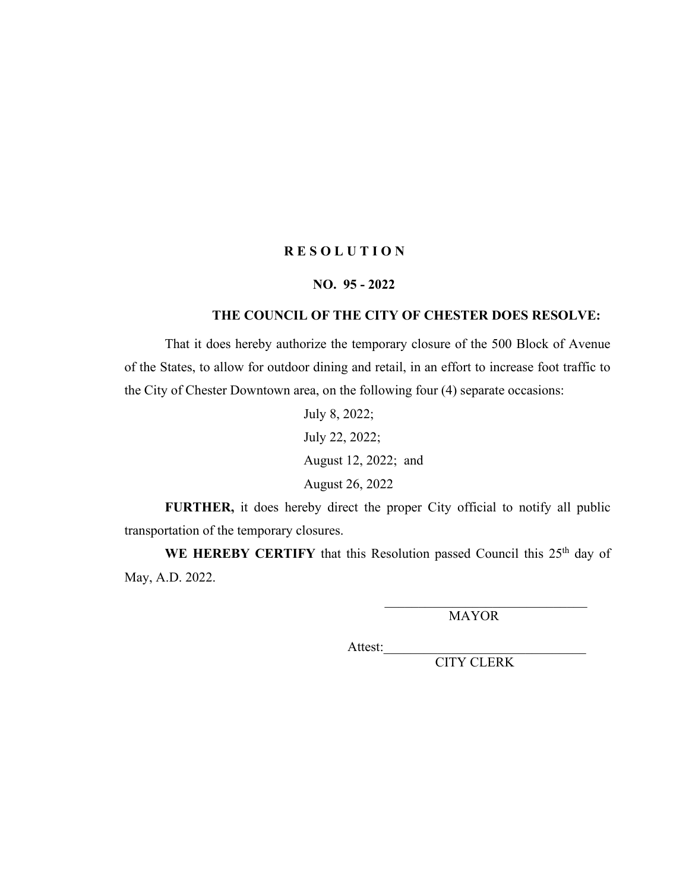# R E S O L U T I O N

## NO. 95 - 2022

### THE COUNCIL OF THE CITY OF CHESTER DOES RESOLVE:

That it does hereby authorize the temporary closure of the 500 Block of Avenue of the States, to allow for outdoor dining and retail, in an effort to increase foot traffic to the City of Chester Downtown area, on the following four (4) separate occasions:

July 8, 2022;
July 22, 2022;
August 12, 2022; and
August 26, 2022

**FURTHER,** it does hereby direct the proper City official to notify all public transportation of the temporary closures.

**WE HEREBY CERTIFY** that this Resolution passed Council this 25th day of May, A.D. 2022.

______________________________
MAYOR

Attest:______________________________
CITY CLERK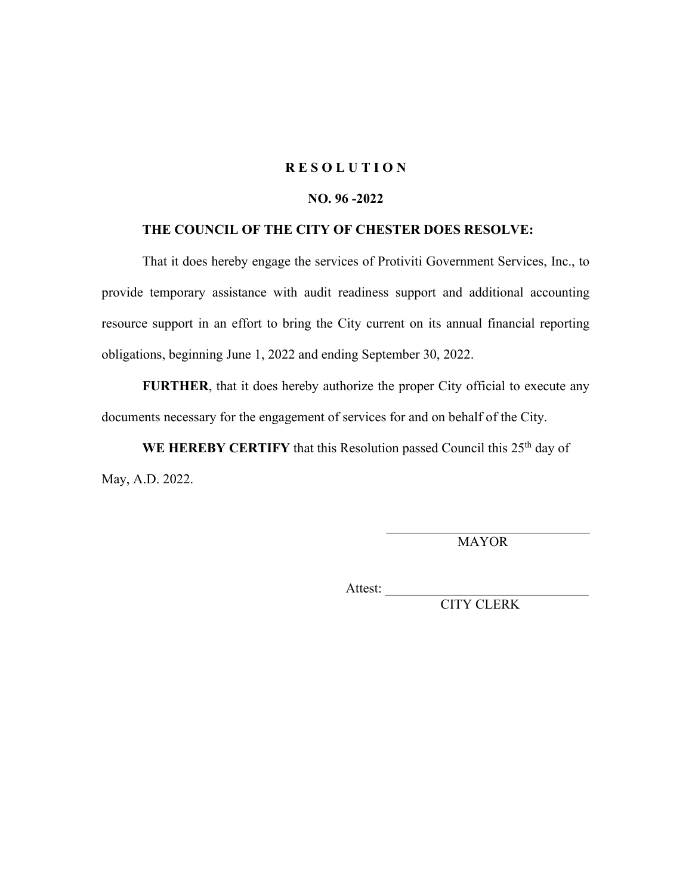# R E S O L U T I O N

## NO. 96 -2022

**THE COUNCIL OF THE CITY OF CHESTER DOES RESOLVE:**

That it does hereby engage the services of Protiviti Government Services, Inc., to provide temporary assistance with audit readiness support and additional accounting resource support in an effort to bring the City current on its annual financial reporting obligations, beginning June 1, 2022 and ending September 30, 2022.

**FURTHER**, that it does hereby authorize the proper City official to execute any documents necessary for the engagement of services for and on behalf of the City.

**WE HEREBY CERTIFY** that this Resolution passed Council this 25th day of May, A.D. 2022.

\_\_\_\_\_\_\_\_\_\_\_\_\_\_\_\_\_\_\_\_\_\_\_\_\_\_\_\_\_\_
MAYOR

Attest: \_\_\_\_\_\_\_\_\_\_\_\_\_\_\_\_\_\_\_\_\_\_\_\_\_\_\_\_\_\_
CITY CLERK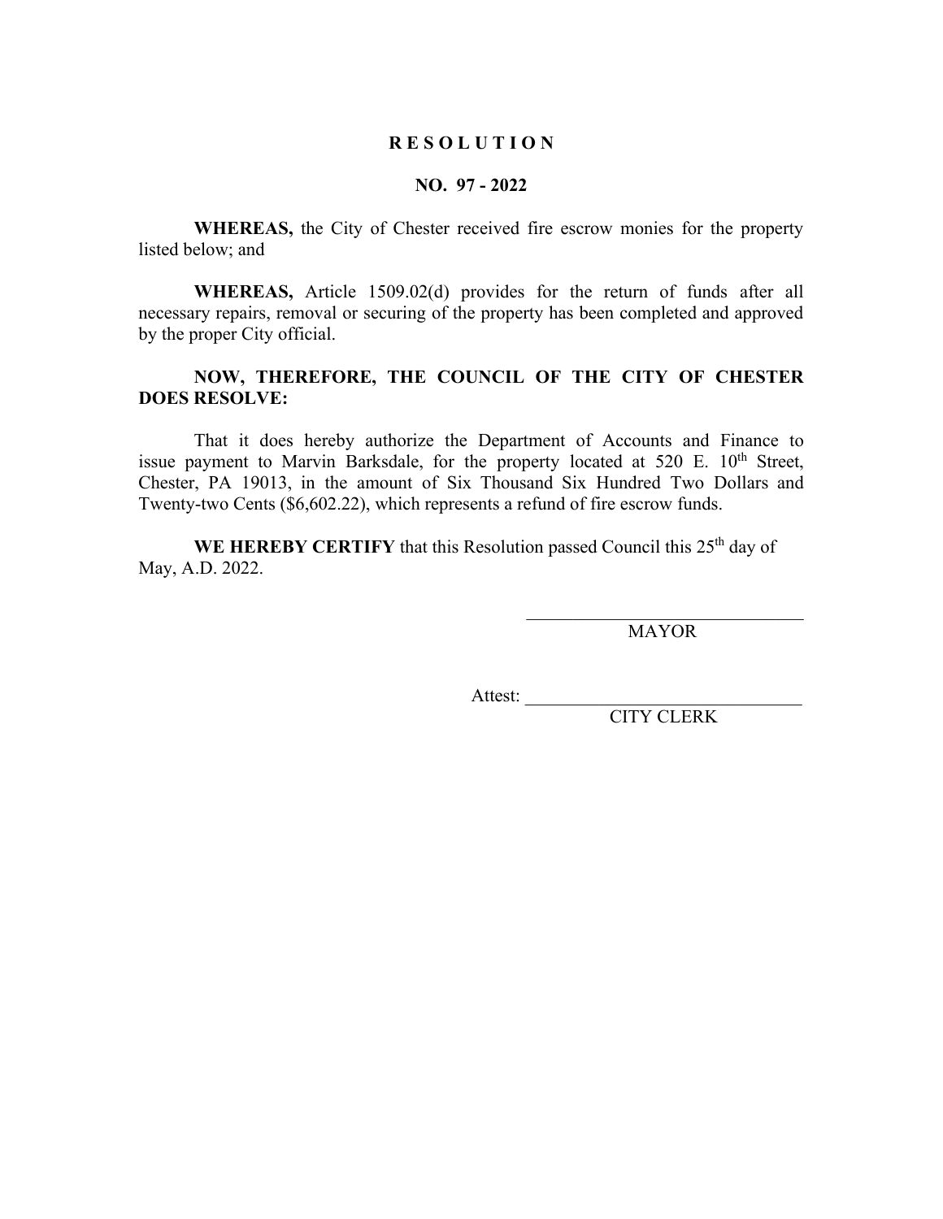# R E S O L U T I O N

## NO. 97 - 2022

**WHEREAS,** the City of Chester received fire escrow monies for the property listed below; and

**WHEREAS,** Article 1509.02(d) provides for the return of funds after all necessary repairs, removal or securing of the property has been completed and approved by the proper City official.

**NOW, THEREFORE, THE COUNCIL OF THE CITY OF CHESTER DOES RESOLVE:**

That it does hereby authorize the Department of Accounts and Finance to issue payment to Marvin Barksdale, for the property located at 520 E. 10th Street, Chester, PA 19013, in the amount of Six Thousand Six Hundred Two Dollars and Twenty-two Cents ($6,602.22), which represents a refund of fire escrow funds.

**WE HEREBY CERTIFY** that this Resolution passed Council this 25th day of May, A.D. 2022.

_______________________________
MAYOR

Attest: _______________________________
CITY CLERK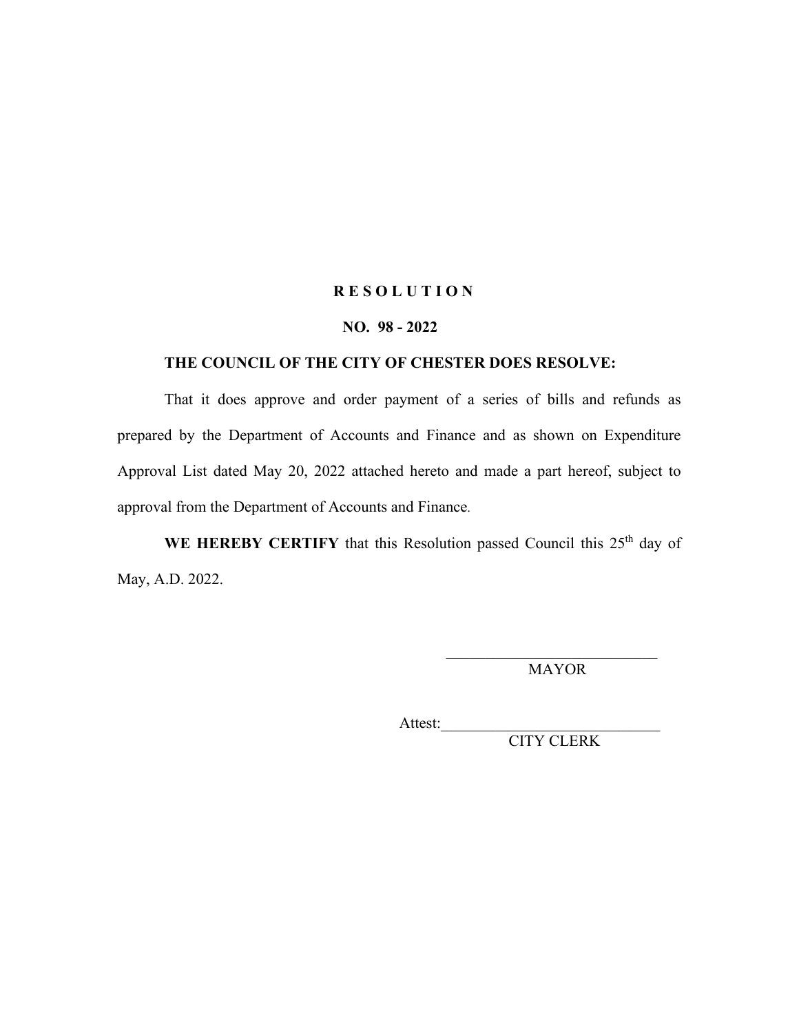**R E S O L U T I O N**

**NO. 98 - 2022**

**THE COUNCIL OF THE CITY OF CHESTER DOES RESOLVE:**

That it does approve and order payment of a series of bills and refunds as prepared by the Department of Accounts and Finance and as shown on Expenditure Approval List dated May 20, 2022 attached hereto and made a part hereof, subject to approval from the Department of Accounts and Finance.

**WE HEREBY CERTIFY** that this Resolution passed Council this 25th day of May, A.D. 2022.

\_\_\_\_\_\_\_\_\_\_\_\_\_\_\_\_\_\_\_\_\_\_\_\_\_\_\_\_
MAYOR

Attest:\_\_\_\_\_\_\_\_\_\_\_\_\_\_\_\_\_\_\_\_\_\_\_\_\_\_\_\_
CITY CLERK